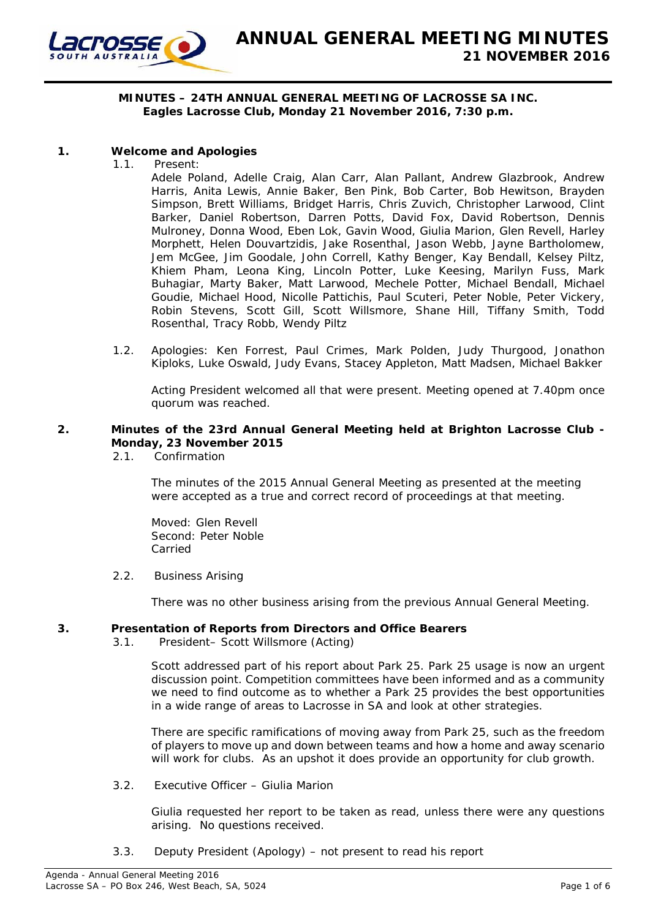# ANNUAL GENERAL MEETING MINUTES
## 21 NOVEMBER 2016

**MINUTES – 24TH ANNUAL GENERAL MEETING OF LACROSSE SA INC.**
**Eagles Lacrosse Club, Monday 21 November 2016, 7:30 p.m.**

**1. Welcome and Apologies**

1.1. Present:

Adele Poland, Adelle Craig, Alan Carr, Alan Pallant, Andrew Glazbrook, Andrew Harris, Anita Lewis, Annie Baker, Ben Pink, Bob Carter, Bob Hewitson, Brayden Simpson, Brett Williams, Bridget Harris, Chris Zuvich, Christopher Larwood, Clint Barker, Daniel Robertson, Darren Potts, David Fox, David Robertson, Dennis Mulroney, Donna Wood, Eben Lok, Gavin Wood, Giulia Marion, Glen Revell, Harley Morphett, Helen Douvartzidis, Jake Rosenthal, Jason Webb, Jayne Bartholomew, Jem McGee, Jim Goodale, John Correll, Kathy Benger, Kay Bendall, Kelsey Piltz, Khiem Pham, Leona King, Lincoln Potter, Luke Keesing, Marilyn Fuss, Mark Buhagiar, Marty Baker, Matt Larwood, Mechele Potter, Michael Bendall, Michael Goudie, Michael Hood, Nicolle Pattichis, Paul Scuteri, Peter Noble, Peter Vickery, Robin Stevens, Scott Gill, Scott Willsmore, Shane Hill, Tiffany Smith, Todd Rosenthal, Tracy Robb, Wendy Piltz

1.2. Apologies: Ken Forrest, Paul Crimes, Mark Polden, Judy Thurgood, Jonathon Kiploks, Luke Oswald, Judy Evans, Stacey Appleton, Matt Madsen, Michael Bakker

Acting President welcomed all that were present. Meeting opened at 7.40pm once quorum was reached.

**2. Minutes of the 23rd Annual General Meeting held at Brighton Lacrosse Club - Monday, 23 November 2015**

2.1. Confirmation

The minutes of the 2015 Annual General Meeting as presented at the meeting were accepted as a true and correct record of proceedings at that meeting.

Moved: Glen Revell
Second: Peter Noble
Carried

2.2. Business Arising

There was no other business arising from the previous Annual General Meeting.

**3. Presentation of Reports from Directors and Office Bearers**

3.1. President– Scott Willsmore (Acting)

Scott addressed part of his report about Park 25. Park 25 usage is now an urgent discussion point. Competition committees have been informed and as a community we need to find outcome as to whether a Park 25 provides the best opportunities in a wide range of areas to Lacrosse in SA and look at other strategies.

There are specific ramifications of moving away from Park 25, such as the freedom of players to move up and down between teams and how a home and away scenario will work for clubs. As an upshot it does provide an opportunity for club growth.

3.2. Executive Officer – Giulia Marion

Giulia requested her report to be taken as read, unless there were any questions arising. No questions received.

3.3. Deputy President (Apology) – not present to read his report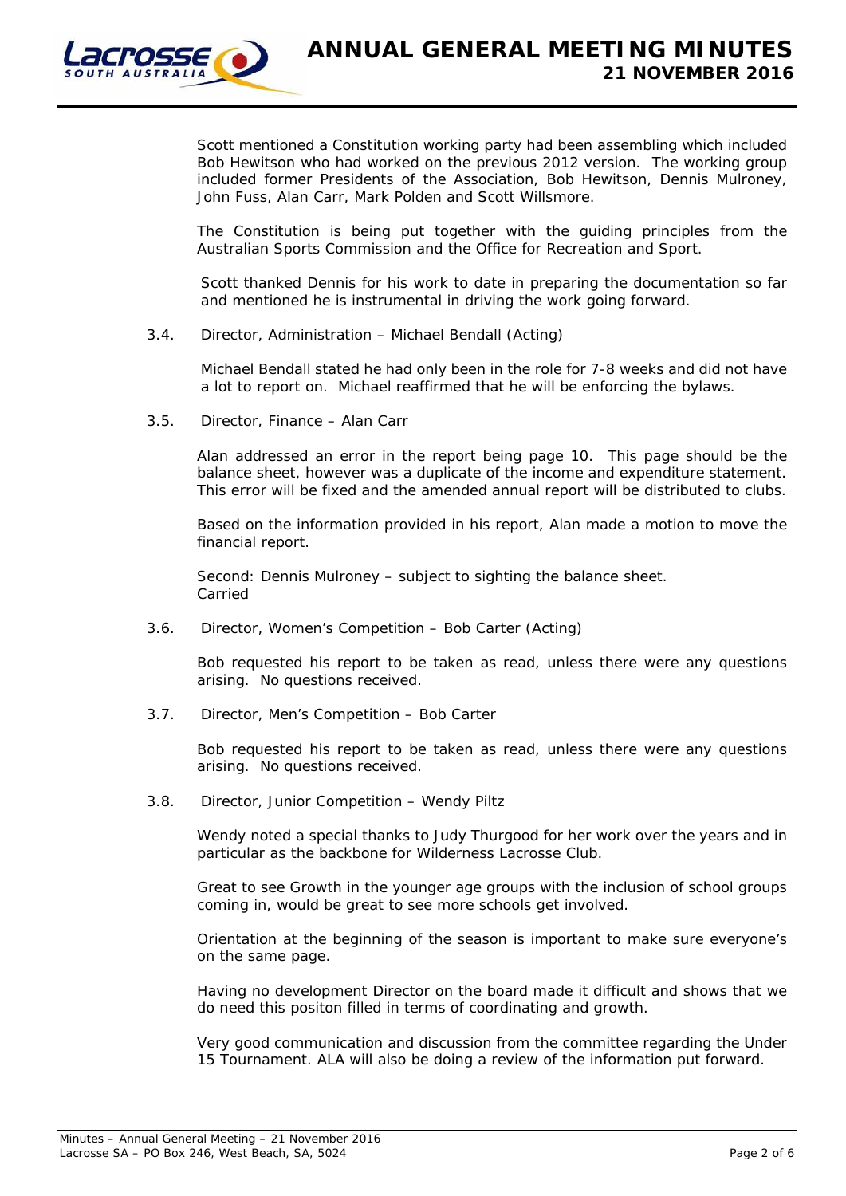Scott mentioned a Constitution working party had been assembling which included Bob Hewitson who had worked on the previous 2012 version. The working group included former Presidents of the Association, Bob Hewitson, Dennis Mulroney, John Fuss, Alan Carr, Mark Polden and Scott Willsmore.

The Constitution is being put together with the guiding principles from the Australian Sports Commission and the Office for Recreation and Sport.

Scott thanked Dennis for his work to date in preparing the documentation so far and mentioned he is instrumental in driving the work going forward.

3.4. Director, Administration – Michael Bendall (Acting)

Michael Bendall stated he had only been in the role for 7-8 weeks and did not have a lot to report on. Michael reaffirmed that he will be enforcing the bylaws.

3.5. Director, Finance – Alan Carr

Alan addressed an error in the report being page 10. This page should be the balance sheet, however was a duplicate of the income and expenditure statement. This error will be fixed and the amended annual report will be distributed to clubs.

Based on the information provided in his report, Alan made a motion to move the financial report.

Second: Dennis Mulroney – subject to sighting the balance sheet.
Carried

3.6. Director, Women's Competition – Bob Carter (Acting)

Bob requested his report to be taken as read, unless there were any questions arising. No questions received.

3.7. Director, Men's Competition – Bob Carter

Bob requested his report to be taken as read, unless there were any questions arising. No questions received.

3.8. Director, Junior Competition – Wendy Piltz

Wendy noted a special thanks to Judy Thurgood for her work over the years and in particular as the backbone for Wilderness Lacrosse Club.

Great to see Growth in the younger age groups with the inclusion of school groups coming in, would be great to see more schools get involved.

Orientation at the beginning of the season is important to make sure everyone's on the same page.

Having no development Director on the board made it difficult and shows that we do need this positon filled in terms of coordinating and growth.

Very good communication and discussion from the committee regarding the Under 15 Tournament. ALA will also be doing a review of the information put forward.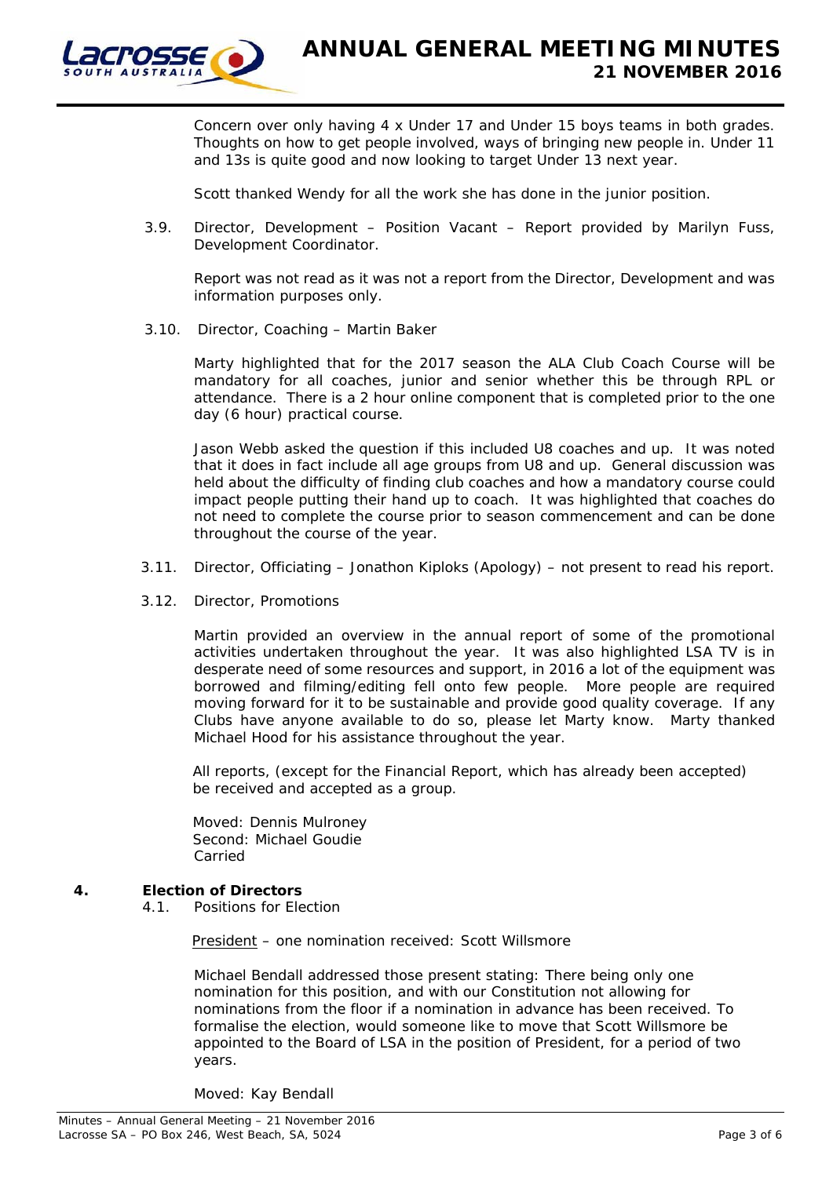Concern over only having 4 x Under 17 and Under 15 boys teams in both grades. Thoughts on how to get people involved, ways of bringing new people in. Under 11 and 13s is quite good and now looking to target Under 13 next year.

Scott thanked Wendy for all the work she has done in the junior position.

3.9. Director, Development – Position Vacant – Report provided by Marilyn Fuss, Development Coordinator.

Report was not read as it was not a report from the Director, Development and was information purposes only.

3.10. Director, Coaching – Martin Baker

Marty highlighted that for the 2017 season the ALA Club Coach Course will be mandatory for all coaches, junior and senior whether this be through RPL or attendance. There is a 2 hour online component that is completed prior to the one day (6 hour) practical course.

Jason Webb asked the question if this included U8 coaches and up. It was noted that it does in fact include all age groups from U8 and up. General discussion was held about the difficulty of finding club coaches and how a mandatory course could impact people putting their hand up to coach. It was highlighted that coaches do not need to complete the course prior to season commencement and can be done throughout the course of the year.

3.11. Director, Officiating – Jonathon Kiploks (Apology) – not present to read his report.

3.12. Director, Promotions

Martin provided an overview in the annual report of some of the promotional activities undertaken throughout the year. It was also highlighted LSA TV is in desperate need of some resources and support, in 2016 a lot of the equipment was borrowed and filming/editing fell onto few people. More people are required moving forward for it to be sustainable and provide good quality coverage. If any Clubs have anyone available to do so, please let Marty know. Marty thanked Michael Hood for his assistance throughout the year.

All reports, (except for the Financial Report, which has already been accepted) be received and accepted as a group.

Moved: Dennis Mulroney
Second: Michael Goudie
Carried

## 4. Election of Directors

4.1. Positions for Election

President – one nomination received: Scott Willsmore

Michael Bendall addressed those present stating: There being only one nomination for this position, and with our Constitution not allowing for nominations from the floor if a nomination in advance has been received. To formalise the election, would someone like to move that Scott Willsmore be appointed to the Board of LSA in the position of President, for a period of two years.

Moved: Kay Bendall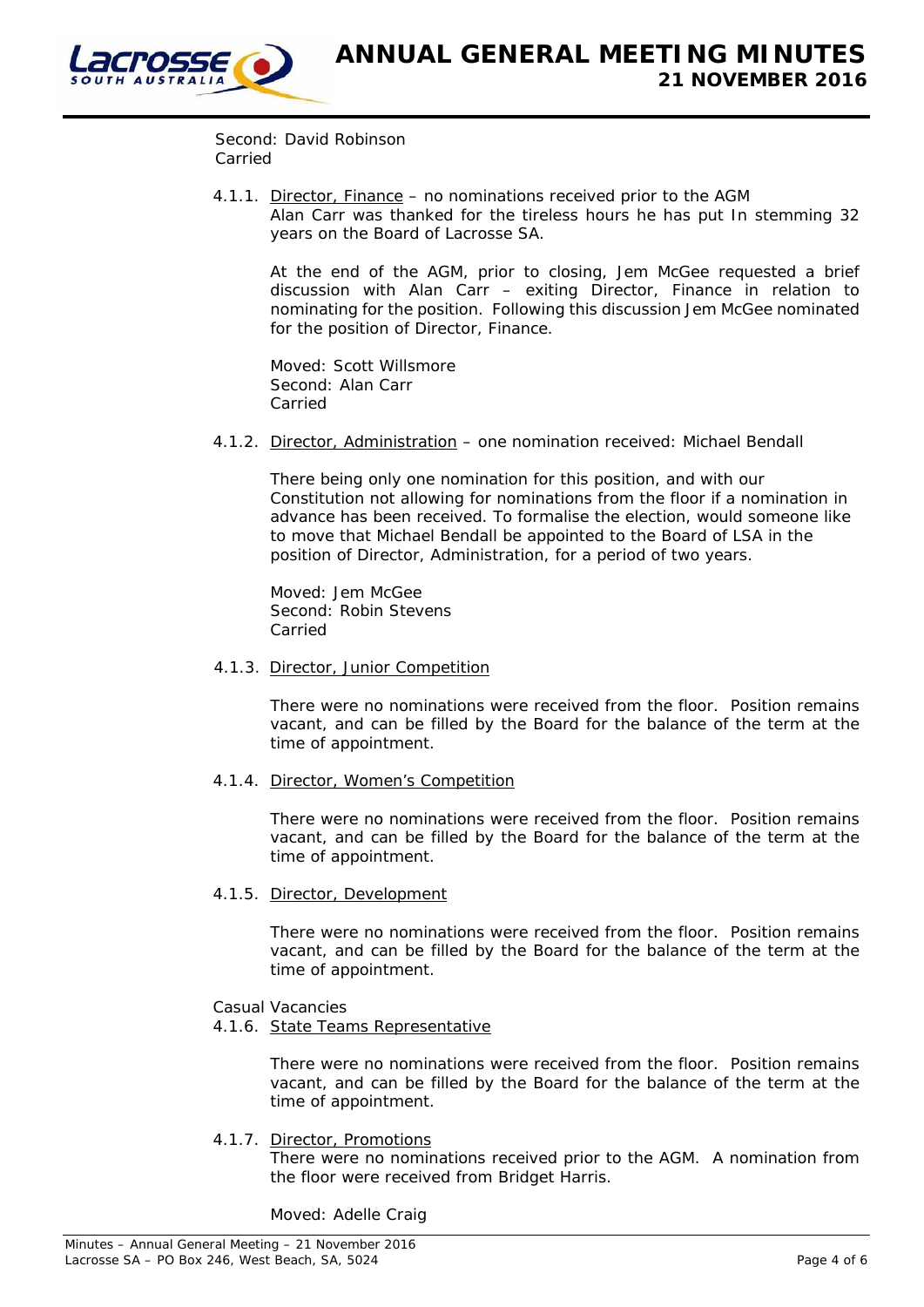Second: David Robinson
Carried

4.1.1. Director, Finance – no nominations received prior to the AGM
Alan Carr was thanked for the tireless hours he has put In stemming 32 years on the Board of Lacrosse SA.

At the end of the AGM, prior to closing, Jem McGee requested a brief discussion with Alan Carr – exiting Director, Finance in relation to nominating for the position. Following this discussion Jem McGee nominated for the position of Director, Finance.

Moved: Scott Willsmore
Second: Alan Carr
Carried

4.1.2. Director, Administration – one nomination received: Michael Bendall

There being only one nomination for this position, and with our Constitution not allowing for nominations from the floor if a nomination in advance has been received. To formalise the election, would someone like to move that Michael Bendall be appointed to the Board of LSA in the position of Director, Administration, for a period of two years.

Moved: Jem McGee
Second: Robin Stevens
Carried

4.1.3. Director, Junior Competition

There were no nominations were received from the floor. Position remains vacant, and can be filled by the Board for the balance of the term at the time of appointment.

4.1.4. Director, Women's Competition

There were no nominations were received from the floor. Position remains vacant, and can be filled by the Board for the balance of the term at the time of appointment.

4.1.5. Director, Development

There were no nominations were received from the floor. Position remains vacant, and can be filled by the Board for the balance of the term at the time of appointment.

Casual Vacancies

4.1.6. State Teams Representative

There were no nominations were received from the floor. Position remains vacant, and can be filled by the Board for the balance of the term at the time of appointment.

4.1.7. Director, Promotions
There were no nominations received prior to the AGM. A nomination from the floor were received from Bridget Harris.

Moved: Adelle Craig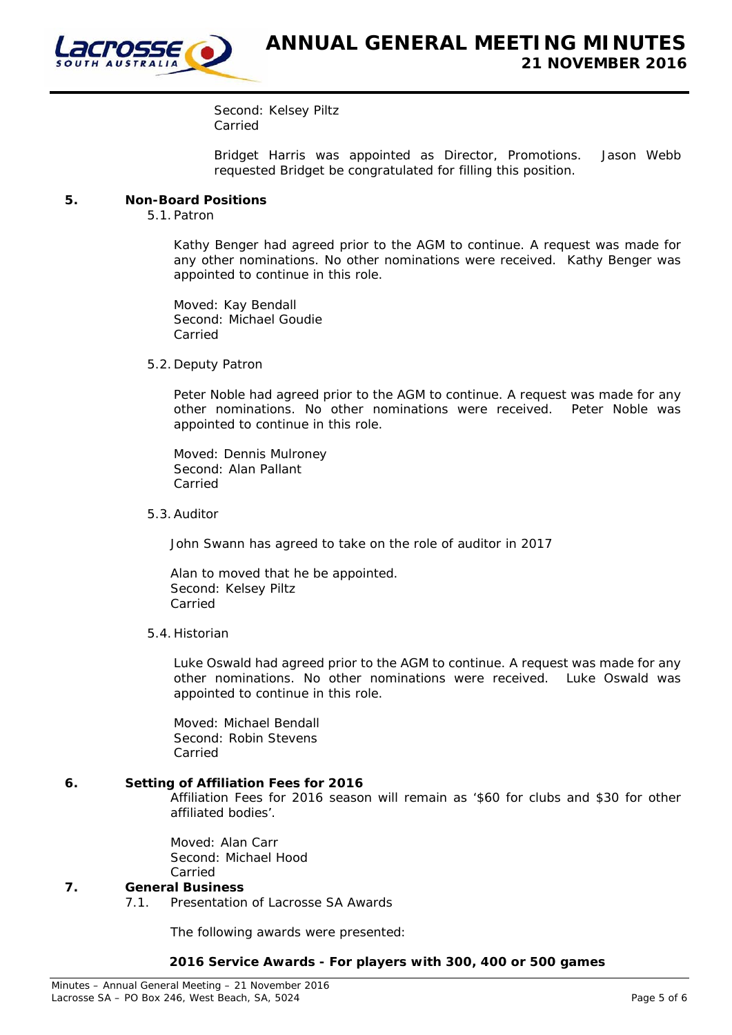Second: Kelsey Piltz
Carried

Bridget Harris was appointed as Director, Promotions. Jason Webb requested Bridget be congratulated for filling this position.

## 5. Non-Board Positions

5.1. Patron

Kathy Benger had agreed prior to the AGM to continue. A request was made for any other nominations. No other nominations were received. Kathy Benger was appointed to continue in this role.

Moved: Kay Bendall
Second: Michael Goudie
Carried

5.2. Deputy Patron

Peter Noble had agreed prior to the AGM to continue. A request was made for any other nominations. No other nominations were received. Peter Noble was appointed to continue in this role.

Moved: Dennis Mulroney
Second: Alan Pallant
Carried

5.3. Auditor

John Swann has agreed to take on the role of auditor in 2017

Alan to moved that he be appointed.
Second: Kelsey Piltz
Carried

5.4. Historian

Luke Oswald had agreed prior to the AGM to continue. A request was made for any other nominations. No other nominations were received. Luke Oswald was appointed to continue in this role.

Moved: Michael Bendall
Second: Robin Stevens
Carried

## 6. Setting of Affiliation Fees for 2016

Affiliation Fees for 2016 season will remain as '$60 for clubs and $30 for other affiliated bodies'.

Moved: Alan Carr
Second: Michael Hood
Carried

## 7. General Business

7.1. Presentation of Lacrosse SA Awards

The following awards were presented:

**2016 Service Awards - For players with 300, 400 or 500 games**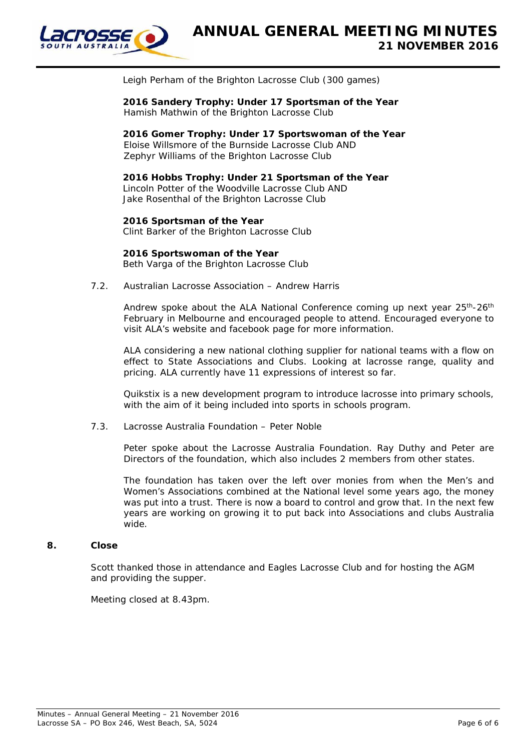Leigh Perham of the Brighton Lacrosse Club (300 games)

**2016 Sandery Trophy: Under 17 Sportsman of the Year**
Hamish Mathwin of the Brighton Lacrosse Club

**2016 Gomer Trophy: Under 17 Sportswoman of the Year**
Eloise Willsmore of the Burnside Lacrosse Club AND
Zephyr Williams of the Brighton Lacrosse Club

**2016 Hobbs Trophy: Under 21 Sportsman of the Year**
Lincoln Potter of the Woodville Lacrosse Club AND
Jake Rosenthal of the Brighton Lacrosse Club

**2016 Sportsman of the Year**
Clint Barker of the Brighton Lacrosse Club

**2016 Sportswoman of the Year**
Beth Varga of the Brighton Lacrosse Club

7.2. Australian Lacrosse Association – Andrew Harris

Andrew spoke about the ALA National Conference coming up next year 25th-26th February in Melbourne and encouraged people to attend. Encouraged everyone to visit ALA's website and facebook page for more information.

ALA considering a new national clothing supplier for national teams with a flow on effect to State Associations and Clubs. Looking at lacrosse range, quality and pricing. ALA currently have 11 expressions of interest so far.

Quikstix is a new development program to introduce lacrosse into primary schools, with the aim of it being included into sports in schools program.

7.3. Lacrosse Australia Foundation – Peter Noble

Peter spoke about the Lacrosse Australia Foundation. Ray Duthy and Peter are Directors of the foundation, which also includes 2 members from other states.

The foundation has taken over the left over monies from when the Men's and Women's Associations combined at the National level some years ago, the money was put into a trust. There is now a board to control and grow that. In the next few years are working on growing it to put back into Associations and clubs Australia wide.

## 8. Close

Scott thanked those in attendance and Eagles Lacrosse Club and for hosting the AGM and providing the supper.

Meeting closed at 8.43pm.